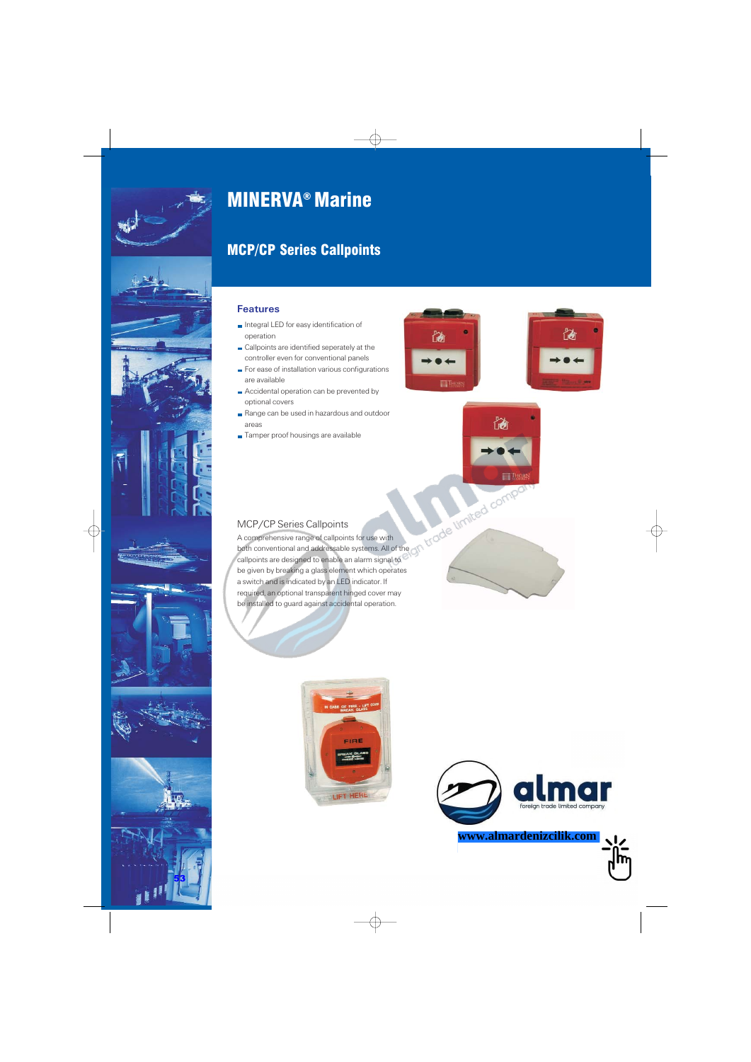# MINERVA® Marine

## MCP/CP Series Callpoints

### Features

- Integral LED for easy identification of operation
- Callpoints are identified seperately at the controller even for conventional panels
- For ease of installation various configurations are available
- Accidental operation can be prevented by optional covers
- Range can be used in hazardous and outdoor areas
- Tamper proof housings are available

### MCP/CP Series Callpoints

A comprehensive range of callpoints for use with both conventional and addressable systems. All of the callpoints are designed to enable an alarm signal to be given by breaking a glass element which operates a switch and is indicated by an LED indicator. If required, an optional transparent hinged cover may be installed to guard against accidental operation.

almar
foreign trade limited company

www.almardenizcilik.com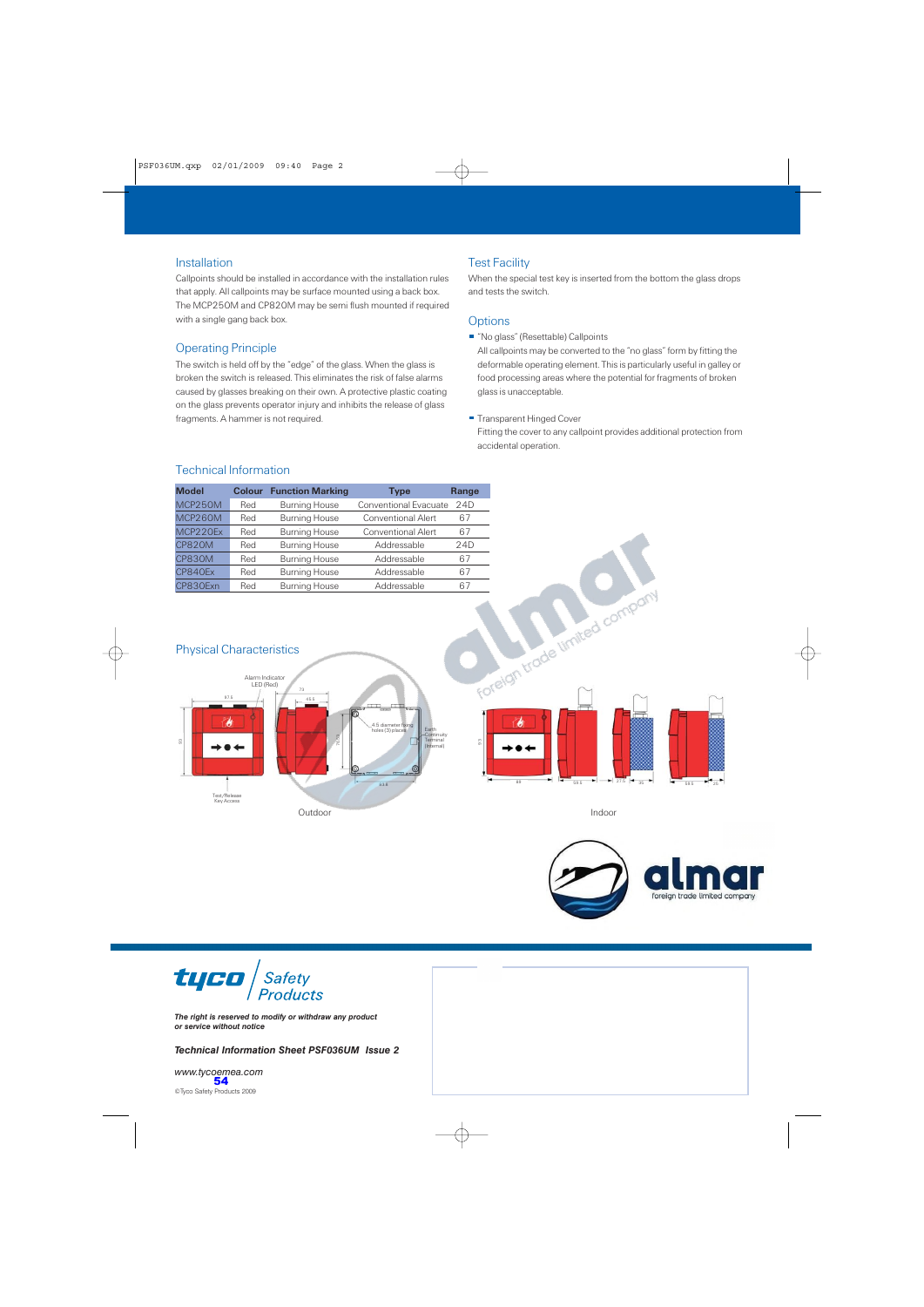## Installation

Callpoints should be installed in accordance with the installation rules that apply. All callpoints may be surface mounted using a back box. The MCP250M and CP820M may be semi flush mounted if required with a single gang back box.

## Operating Principle

The switch is held off by the "edge" of the glass. When the glass is broken the switch is released. This eliminates the risk of false alarms caused by glasses breaking on their own. A protective plastic coating on the glass prevents operator injury and inhibits the release of glass fragments. A hammer is not required.

## Test Facility

When the special test key is inserted from the bottom the glass drops and tests the switch.

## Options

- "No glass" (Resettable) Callpoints

  All callpoints may be converted to the "no glass" form by fitting the deformable operating element. This is particularly useful in galley or food processing areas where the potential for fragments of broken glass is unacceptable.

- Transparent Hinged Cover

  Fitting the cover to any callpoint provides additional protection from accidental operation.

## Technical Information

| Model | Colour | Function Marking | Type | Range |
|---|---|---|---|---|
| MCP250M | Red | Burning House | Conventional Evacuate | 24D |
| MCP260M | Red | Burning House | Conventional Alert | 67 |
| MCP220Ex | Red | Burning House | Conventional Alert | 67 |
| CP820M | Red | Burning House | Addressable | 24D |
| CP830M | Red | Burning House | Addressable | 67 |
| CP840Ex | Red | Burning House | Addressable | 67 |
| CP830Exn | Red | Burning House | Addressable | 67 |

## Physical Characteristics

Alarm Indicator LED (Red)

4.5 diameter fixing holes (3) places

Earth Continuity Terminal (Internal)

Test/Release Key Access

Outdoor

Indoor

The right is reserved to modify or withdraw any product or service without notice

**Technical Information Sheet PSF036UM Issue 2**

www.tycoemea.com

©Tyco Safety Products 2009